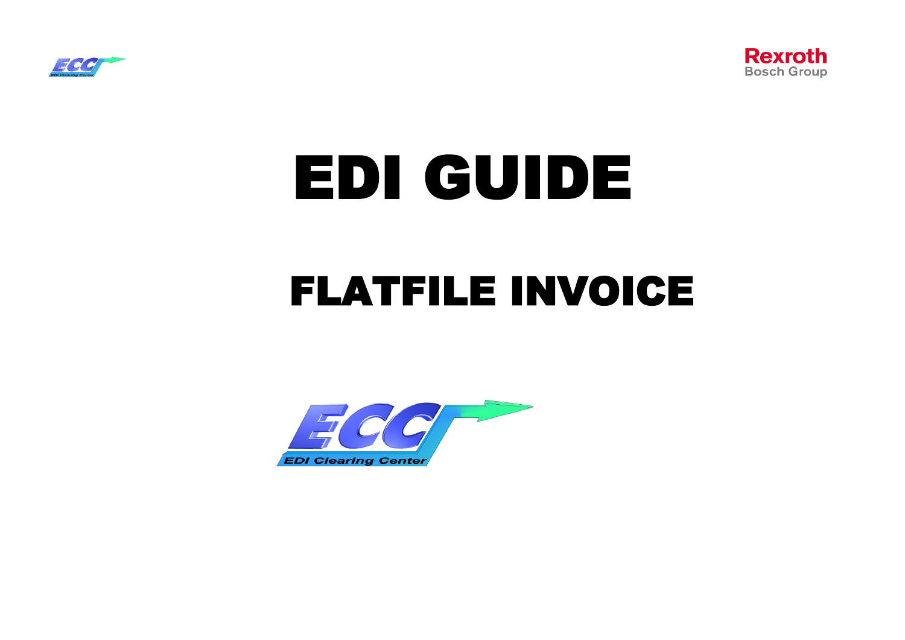# EDI GUIDE

## FLATFILE INVOICE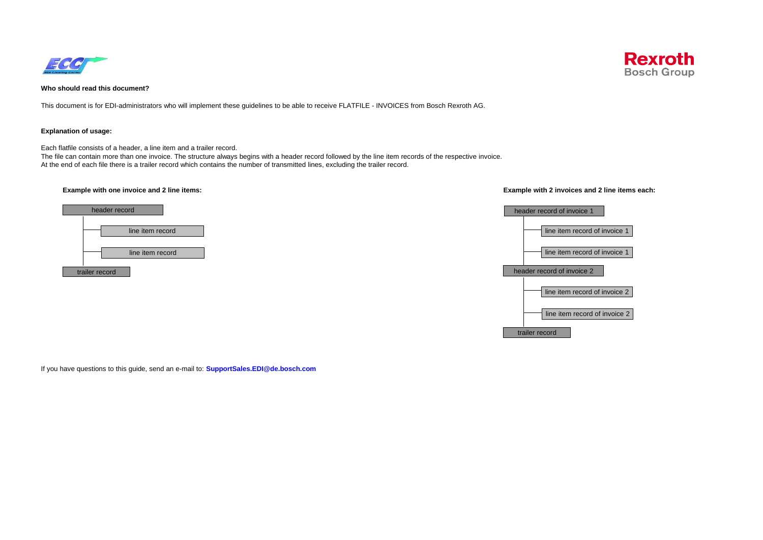**Who should read this document?**

This document is for EDI-administrators who will implement these guidelines to be able to receive FLATFILE - INVOICES from Bosch Rexroth AG.

**Explanation of usage:**

Each flatfile consists of a header, a line item and a trailer record.
The file can contain more than one invoice. The structure always begins with a header record followed by the line item records of the respective invoice.
At the end of each file there is a trailer record which contains the number of transmitted lines, excluding the trailer record.

**Example with one invoice and 2 line items:**

- header record
  - line item record
  - line item record
- trailer record

**Example with 2 invoices and 2 line items each:**

- header record of invoice 1
  - line item record of invoice 1
  - line item record of invoice 1
- header record of invoice 2
  - line item record of invoice 2
  - line item record of invoice 2
- trailer record

If you have questions to this guide, send an e-mail to: **SupportSales.EDI@de.bosch.com**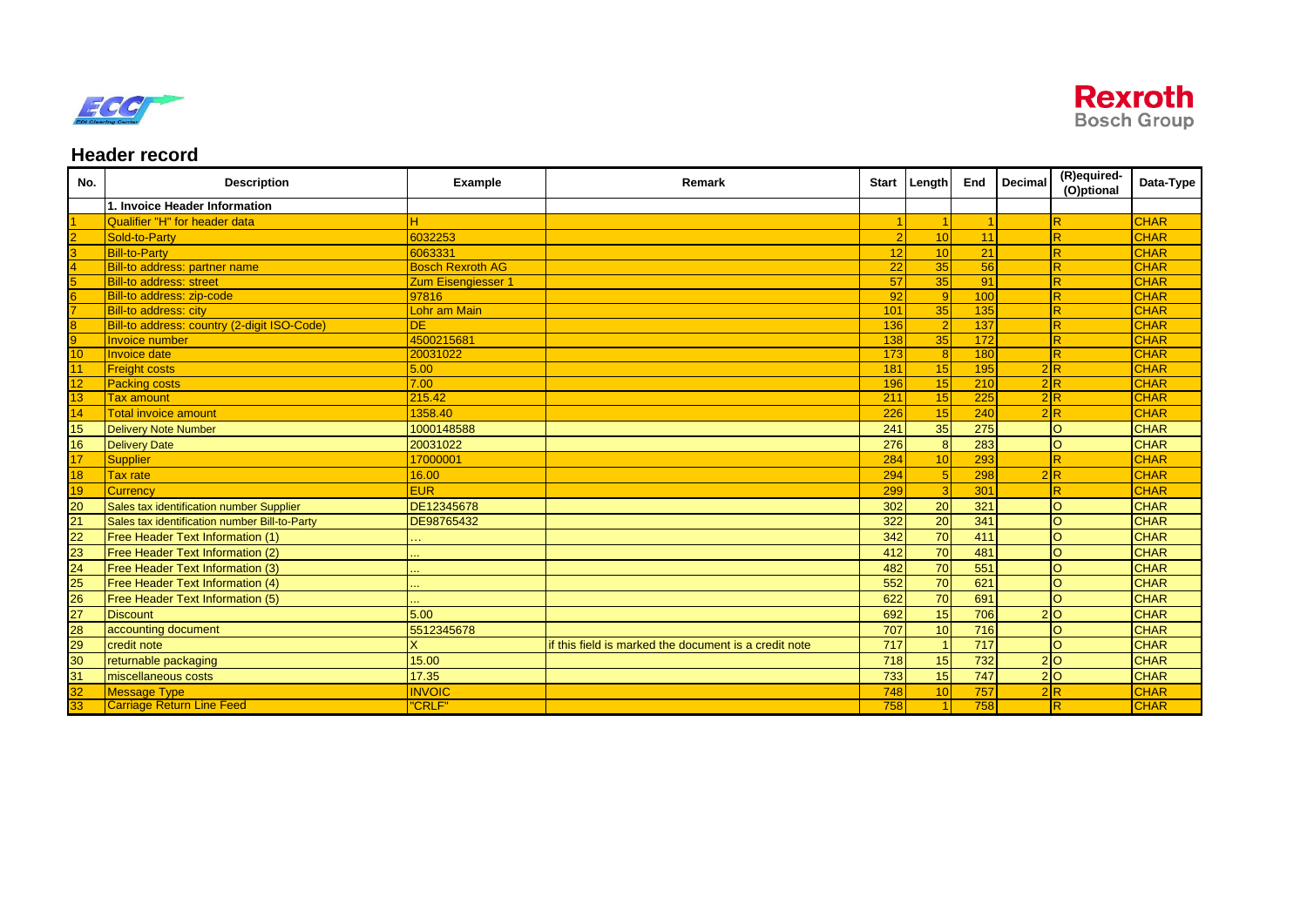## Header record

| No. | Description | Example | Remark | Start | Length | End | Decimal | (R)equired-(O)ptional | Data-Type |
|---|---|---|---|---|---|---|---|---|---|
| | 1. Invoice Header Information | | | | | | | | |
| 1 | Qualifier "H" for header data | H | | 1 | 1 | 1 | | R | CHAR |
| 2 | Sold-to-Party | 6032253 | | 2 | 10 | 11 | | R | CHAR |
| 3 | Bill-to-Party | 6063331 | | 12 | 10 | 21 | | R | CHAR |
| 4 | Bill-to address: partner name | Bosch Rexroth AG | | 22 | 35 | 56 | | R | CHAR |
| 5 | Bill-to address: street | Zum Eisengiesser 1 | | 57 | 35 | 91 | | R | CHAR |
| 6 | Bill-to address: zip-code | 97816 | | 92 | 9 | 100 | | R | CHAR |
| 7 | Bill-to address: city | Lohr am Main | | 101 | 35 | 135 | | R | CHAR |
| 8 | Bill-to address: country (2-digit ISO-Code) | DE | | 136 | 2 | 137 | | R | CHAR |
| 9 | Invoice number | 4500215681 | | 138 | 35 | 172 | | R | CHAR |
| 10 | Invoice date | 20031022 | | 173 | 8 | 180 | | R | CHAR |
| 11 | Freight costs | 5.00 | | 181 | 15 | 195 | 2 | R | CHAR |
| 12 | Packing costs | 7.00 | | 196 | 15 | 210 | 2 | R | CHAR |
| 13 | Tax amount | 215.42 | | 211 | 15 | 225 | 2 | R | CHAR |
| 14 | Total invoice amount | 1358.40 | | 226 | 15 | 240 | 2 | R | CHAR |
| 15 | Delivery Note Number | 1000148588 | | 241 | 35 | 275 | | O | CHAR |
| 16 | Delivery Date | 20031022 | | 276 | 8 | 283 | | O | CHAR |
| 17 | Supplier | 17000001 | | 284 | 10 | 293 | | R | CHAR |
| 18 | Tax rate | 16.00 | | 294 | 5 | 298 | 2 | R | CHAR |
| 19 | Currency | EUR | | 299 | 3 | 301 | | R | CHAR |
| 20 | Sales tax identification number Supplier | DE12345678 | | 302 | 20 | 321 | | O | CHAR |
| 21 | Sales tax identification number Bill-to-Party | DE98765432 | | 322 | 20 | 341 | | O | CHAR |
| 22 | Free Header Text Information (1) | ... | | 342 | 70 | 411 | | O | CHAR |
| 23 | Free Header Text Information (2) | ... | | 412 | 70 | 481 | | O | CHAR |
| 24 | Free Header Text Information (3) | ... | | 482 | 70 | 551 | | O | CHAR |
| 25 | Free Header Text Information (4) | ... | | 552 | 70 | 621 | | O | CHAR |
| 26 | Free Header Text Information (5) | ... | | 622 | 70 | 691 | | O | CHAR |
| 27 | Discount | 5.00 | | 692 | 15 | 706 | 2 | O | CHAR |
| 28 | accounting document | 5512345678 | | 707 | 10 | 716 | | O | CHAR |
| 29 | credit note | X | if this field is marked the document is a credit note | 717 | 1 | 717 | | O | CHAR |
| 30 | returnable packaging | 15.00 | | 718 | 15 | 732 | 2 | O | CHAR |
| 31 | miscellaneous costs | 17.35 | | 733 | 15 | 747 | 2 | O | CHAR |
| 32 | Message Type | INVOIC | | 748 | 10 | 757 | 2 | R | CHAR |
| 33 | Carriage Return Line Feed | "CRLF" | | 758 | 1 | 758 | | R | CHAR |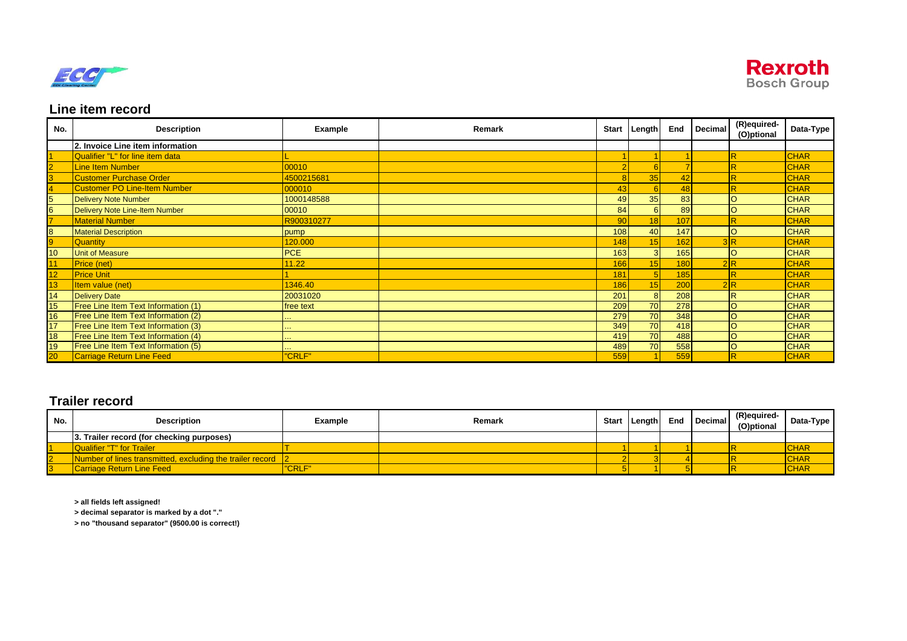## Line item record

| No. | Description | Example | Remark | Start | Length | End | Decimal | (R)equired-(O)ptional | Data-Type |
|---|---|---|---|---|---|---|---|---|---|
| | 2. Invoice Line item information | | | | | | | | |
| 1 | Qualifier "L" for line item data | L | | 1 | 1 | 1 | | R | CHAR |
| 2 | Line Item Number | 00010 | | 2 | 6 | 7 | | R | CHAR |
| 3 | Customer Purchase Order | 4500215681 | | 8 | 35 | 42 | | R | CHAR |
| 4 | Customer PO Line-Item Number | 000010 | | 43 | 6 | 48 | | R | CHAR |
| 5 | Delivery Note Number | 1000148588 | | 49 | 35 | 83 | | O | CHAR |
| 6 | Delivery Note Line-Item Number | 00010 | | 84 | 6 | 89 | | O | CHAR |
| 7 | Material Number | R900310277 | | 90 | 18 | 107 | | R | CHAR |
| 8 | Material Description | pump | | 108 | 40 | 147 | | O | CHAR |
| 9 | Quantity | 120.000 | | 148 | 15 | 162 | 3 | R | CHAR |
| 10 | Unit of Measure | PCE | | 163 | 3 | 165 | | O | CHAR |
| 11 | Price (net) | 11.22 | | 166 | 15 | 180 | 2 | R | CHAR |
| 12 | Price Unit | 1 | | 181 | 5 | 185 | | R | CHAR |
| 13 | Item value (net) | 1346.40 | | 186 | 15 | 200 | 2 | R | CHAR |
| 14 | Delivery Date | 20031020 | | 201 | 8 | 208 | | R | CHAR |
| 15 | Free Line Item Text Information (1) | free text | | 209 | 70 | 278 | | O | CHAR |
| 16 | Free Line Item Text Information (2) | ... | | 279 | 70 | 348 | | O | CHAR |
| 17 | Free Line Item Text Information (3) | ... | | 349 | 70 | 418 | | O | CHAR |
| 18 | Free Line Item Text Information (4) | ... | | 419 | 70 | 488 | | O | CHAR |
| 19 | Free Line Item Text Information (5) | ... | | 489 | 70 | 558 | | O | CHAR |
| 20 | Carriage Return Line Feed | "CRLF" | | 559 | 1 | 559 | | R | CHAR |

## Trailer record

| No. | Description | Example | Remark | Start | Length | End | Decimal | (R)equired-(O)ptional | Data-Type |
|---|---|---|---|---|---|---|---|---|---|
| | 3. Trailer record (for checking purposes) | | | | | | | | |
| 1 | Qualifier "T" for Trailer | T | | 1 | 1 | 1 | | R | CHAR |
| 2 | Number of lines transmitted, excluding the trailer record | 2 | | 2 | 3 | 4 | | R | CHAR |
| 3 | Carriage Return Line Feed | "CRLF" | | 5 | 1 | 5 | | R | CHAR |

**> all fields left assigned!**

**> decimal separator is marked by a dot "."**

**> no "thousand separator" (9500.00 is correct!)**